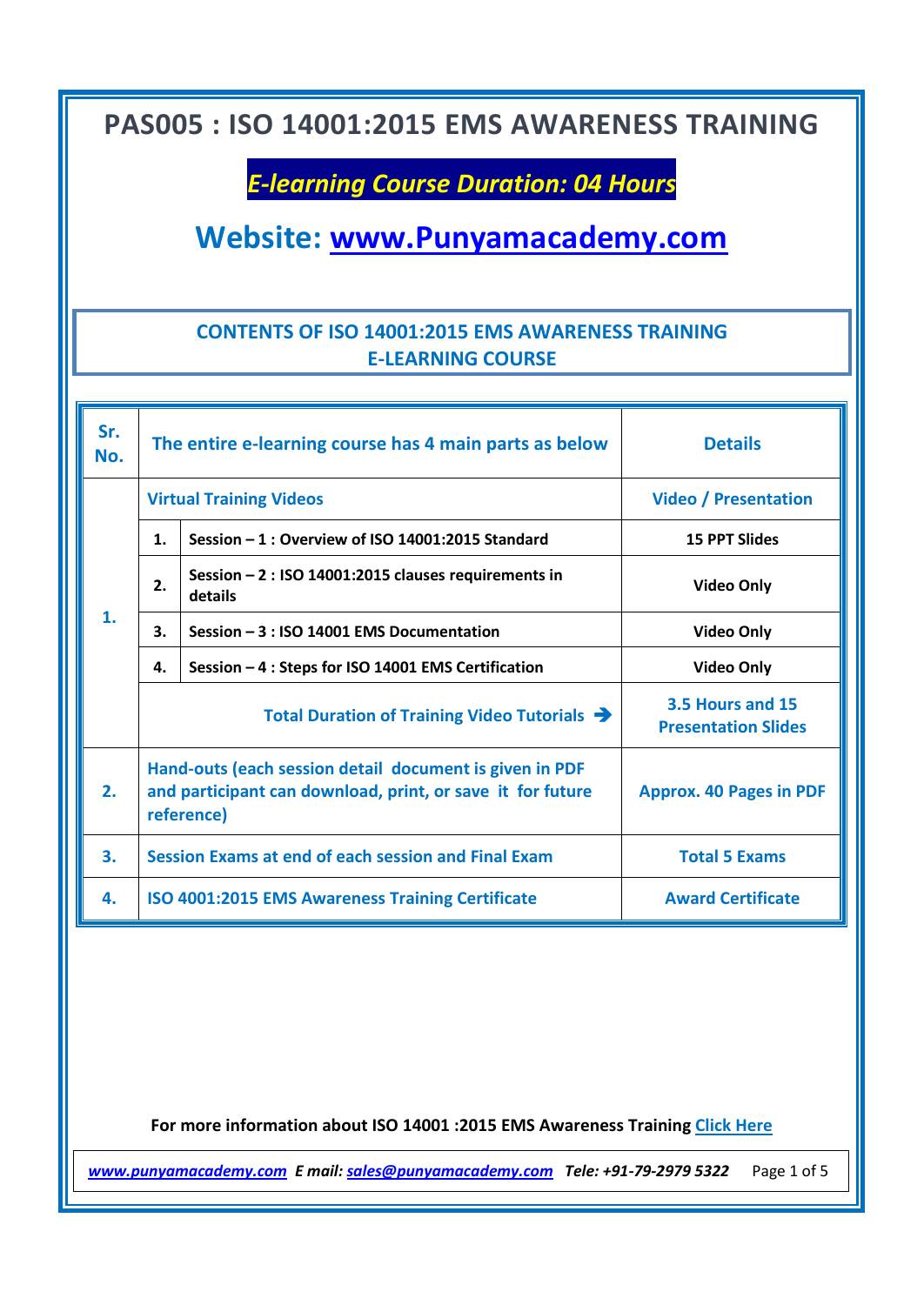# PAS005 : ISO 14001:2015 EMS AWARENESS TRAINING

***E-learning Course Duration: 04 Hours***

## Website: [www.Punyamacademy.com](http://www.Punyamacademy.com)

### CONTENTS OF ISO 14001:2015 EMS AWARENESS TRAINING E-LEARNING COURSE

| Sr. No. | The entire e-learning course has 4 main parts as below | | Details |
|---|---|---|---|
| 1. | Virtual Training Videos | | Video / Presentation |
| | 1. | Session – 1 : Overview of ISO 14001:2015 Standard | 15 PPT Slides |
| | 2. | Session – 2 : ISO 14001:2015 clauses requirements in details | Video Only |
| | 3. | Session – 3 : ISO 14001 EMS Documentation | Video Only |
| | 4. | Session – 4 : Steps for ISO 14001 EMS Certification | Video Only |
| | Total Duration of Training Video Tutorials ➔ | | 3.5 Hours and 15 Presentation Slides |
| 2. | Hand-outs (each session detail document is given in PDF and participant can download, print, or save it for future reference) | | Approx. 40 Pages in PDF |
| 3. | Session Exams at end of each session and Final Exam | | Total 5 Exams |
| 4. | ISO 4001:2015 EMS Awareness Training Certificate | | Award Certificate |

**For more information about ISO 14001 :2015 EMS Awareness Training Click Here**

***www.punyamacademy.com* E mail: *sales@punyamacademy.com* Tele: +91-79-2979 5322**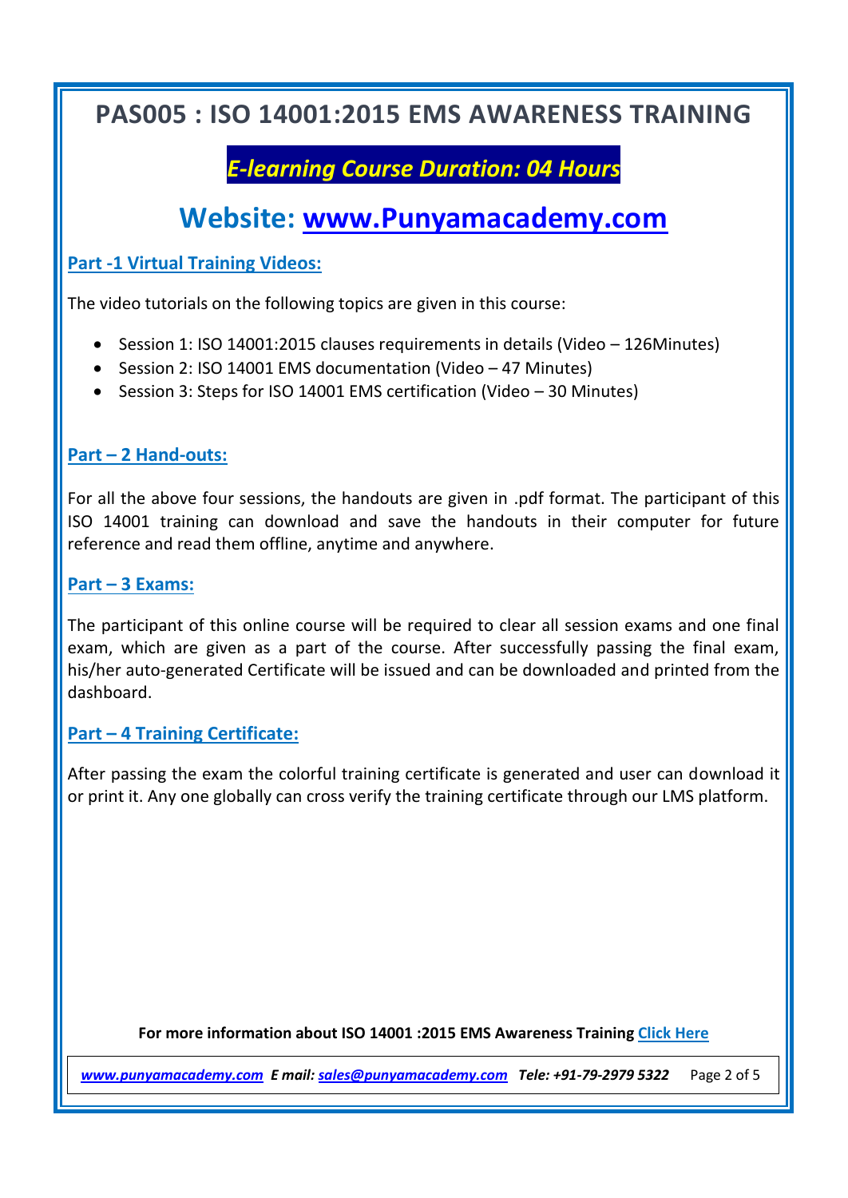# PAS005 : ISO 14001:2015 EMS AWARENESS TRAINING

***E-learning Course Duration: 04 Hours***

## Website: www.Punyamacademy.com

### Part -1 Virtual Training Videos:

The video tutorials on the following topics are given in this course:

- Session 1: ISO 14001:2015 clauses requirements in details (Video – 126Minutes)
- Session 2: ISO 14001 EMS documentation (Video – 47 Minutes)
- Session 3: Steps for ISO 14001 EMS certification (Video – 30 Minutes)

### Part – 2 Hand-outs:

For all the above four sessions, the handouts are given in .pdf format. The participant of this ISO 14001 training can download and save the handouts in their computer for future reference and read them offline, anytime and anywhere.

### Part – 3 Exams:

The participant of this online course will be required to clear all session exams and one final exam, which are given as a part of the course. After successfully passing the final exam, his/her auto-generated Certificate will be issued and can be downloaded and printed from the dashboard.

### Part – 4 Training Certificate:

After passing the exam the colorful training certificate is generated and user can download it or print it. Any one globally can cross verify the training certificate through our LMS platform.

**For more information about ISO 14001 :2015 EMS Awareness Training Click Here**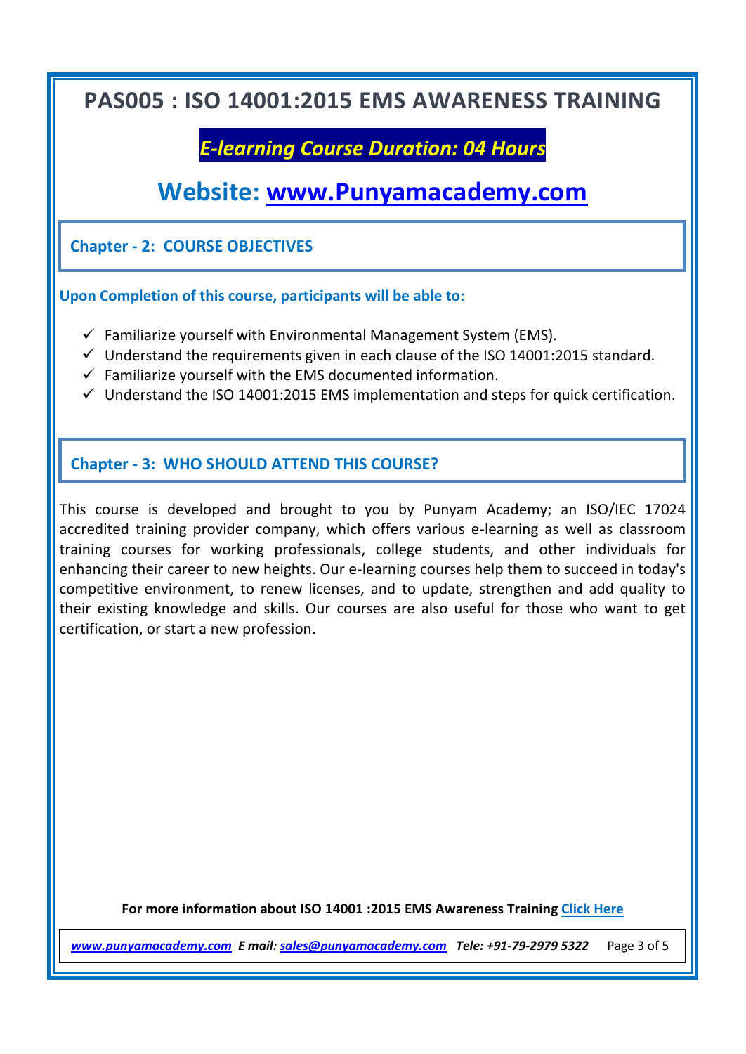# PAS005 : ISO 14001:2015 EMS AWARENESS TRAINING

***E-learning Course Duration: 04 Hours***

## Website: www.Punyamacademy.com

### Chapter - 2: COURSE OBJECTIVES

**Upon Completion of this course, participants will be able to:**

- ✓ Familiarize yourself with Environmental Management System (EMS).
- ✓ Understand the requirements given in each clause of the ISO 14001:2015 standard.
- ✓ Familiarize yourself with the EMS documented information.
- ✓ Understand the ISO 14001:2015 EMS implementation and steps for quick certification.

### Chapter - 3: WHO SHOULD ATTEND THIS COURSE?

This course is developed and brought to you by Punyam Academy; an ISO/IEC 17024 accredited training provider company, which offers various e-learning as well as classroom training courses for working professionals, college students, and other individuals for enhancing their career to new heights. Our e-learning courses help them to succeed in today's competitive environment, to renew licenses, and to update, strengthen and add quality to their existing knowledge and skills. Our courses are also useful for those who want to get certification, or start a new profession.

**For more information about ISO 14001 :2015 EMS Awareness Training Click Here**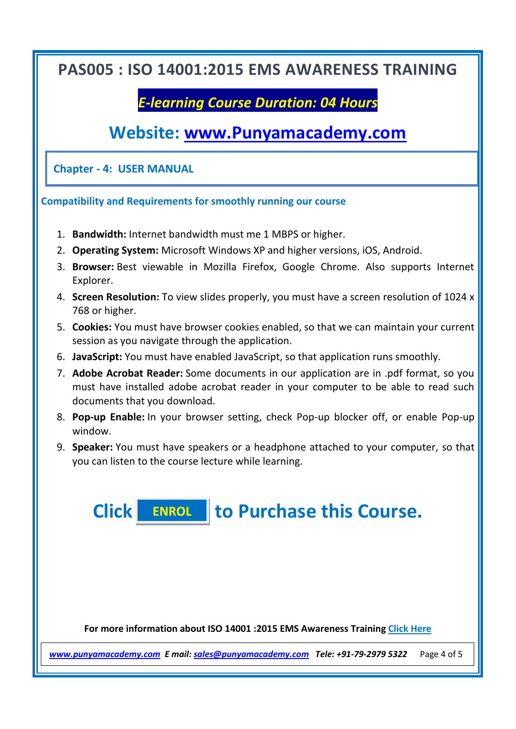# PAS005 : ISO 14001:2015 EMS AWARENESS TRAINING

***E-learning Course Duration: 04 Hours***

## Website: www.Punyamacademy.com

### Chapter - 4: USER MANUAL

**Compatibility and Requirements for smoothly running our course**

1. **Bandwidth:** Internet bandwidth must me 1 MBPS or higher.
2. **Operating System:** Microsoft Windows XP and higher versions, iOS, Android.
3. **Browser:** Best viewable in Mozilla Firefox, Google Chrome. Also supports Internet Explorer.
4. **Screen Resolution:** To view slides properly, you must have a screen resolution of 1024 x 768 or higher.
5. **Cookies:** You must have browser cookies enabled, so that we can maintain your current session as you navigate through the application.
6. **JavaScript:** You must have enabled JavaScript, so that application runs smoothly.
7. **Adobe Acrobat Reader:** Some documents in our application are in .pdf format, so you must have installed adobe acrobat reader in your computer to be able to read such documents that you download.
8. **Pop-up Enable:** In your browser setting, check Pop-up blocker off, or enable Pop-up window.
9. **Speaker:** You must have speakers or a headphone attached to your computer, so that you can listen to the course lecture while learning.

## Click ENROL to Purchase this Course.

**For more information about ISO 14001 :2015 EMS Awareness Training** Click Here

*www.punyamacademy.com* ***E mail:*** *sales@punyamacademy.com* ***Tele: +91-79-2979 5322***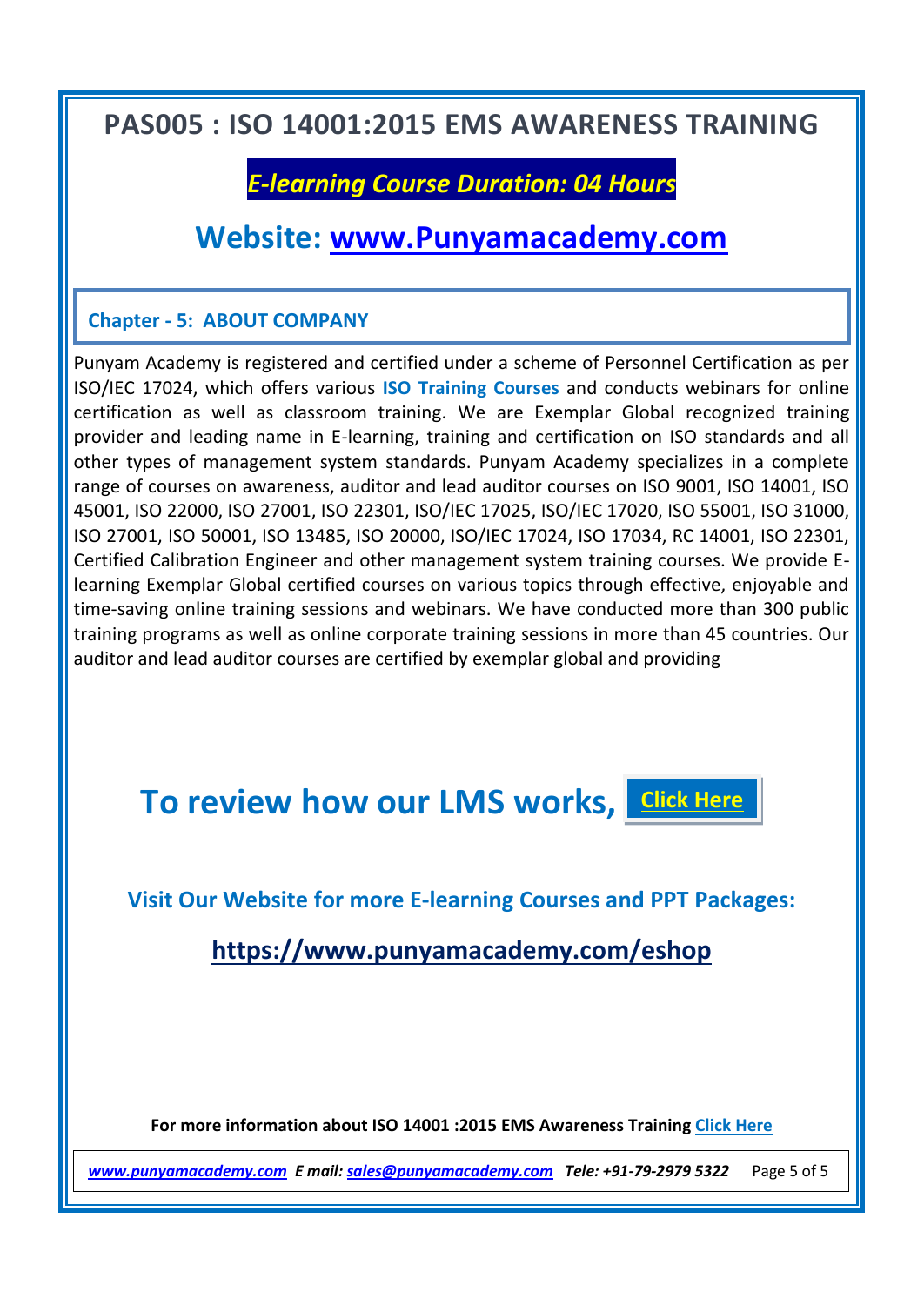# PAS005 : ISO 14001:2015 EMS AWARENESS TRAINING

***E-learning Course Duration: 04 Hours***

## Website: [www.Punyamacademy.com](http://www.Punyamacademy.com)

### Chapter - 5: ABOUT COMPANY

Punyam Academy is registered and certified under a scheme of Personnel Certification as per ISO/IEC 17024, which offers various **ISO Training Courses** and conducts webinars for online certification as well as classroom training. We are Exemplar Global recognized training provider and leading name in E-learning, training and certification on ISO standards and all other types of management system standards. Punyam Academy specializes in a complete range of courses on awareness, auditor and lead auditor courses on ISO 9001, ISO 14001, ISO 45001, ISO 22000, ISO 27001, ISO 22301, ISO/IEC 17025, ISO/IEC 17020, ISO 55001, ISO 31000, ISO 27001, ISO 50001, ISO 13485, ISO 20000, ISO/IEC 17024, ISO 17034, RC 14001, ISO 22301, Certified Calibration Engineer and other management system training courses. We provide E-learning Exemplar Global certified courses on various topics through effective, enjoyable and time-saving online training sessions and webinars. We have conducted more than 300 public training programs as well as online corporate training sessions in more than 45 countries. Our auditor and lead auditor courses are certified by exemplar global and providing

## To review how our LMS works, Click Here

**Visit Our Website for more E-learning Courses and PPT Packages:**

**[https://www.punyamacademy.com/eshop](https://www.punyamacademy.com/eshop)**

**For more information about ISO 14001 :2015 EMS Awareness Training Click Here**